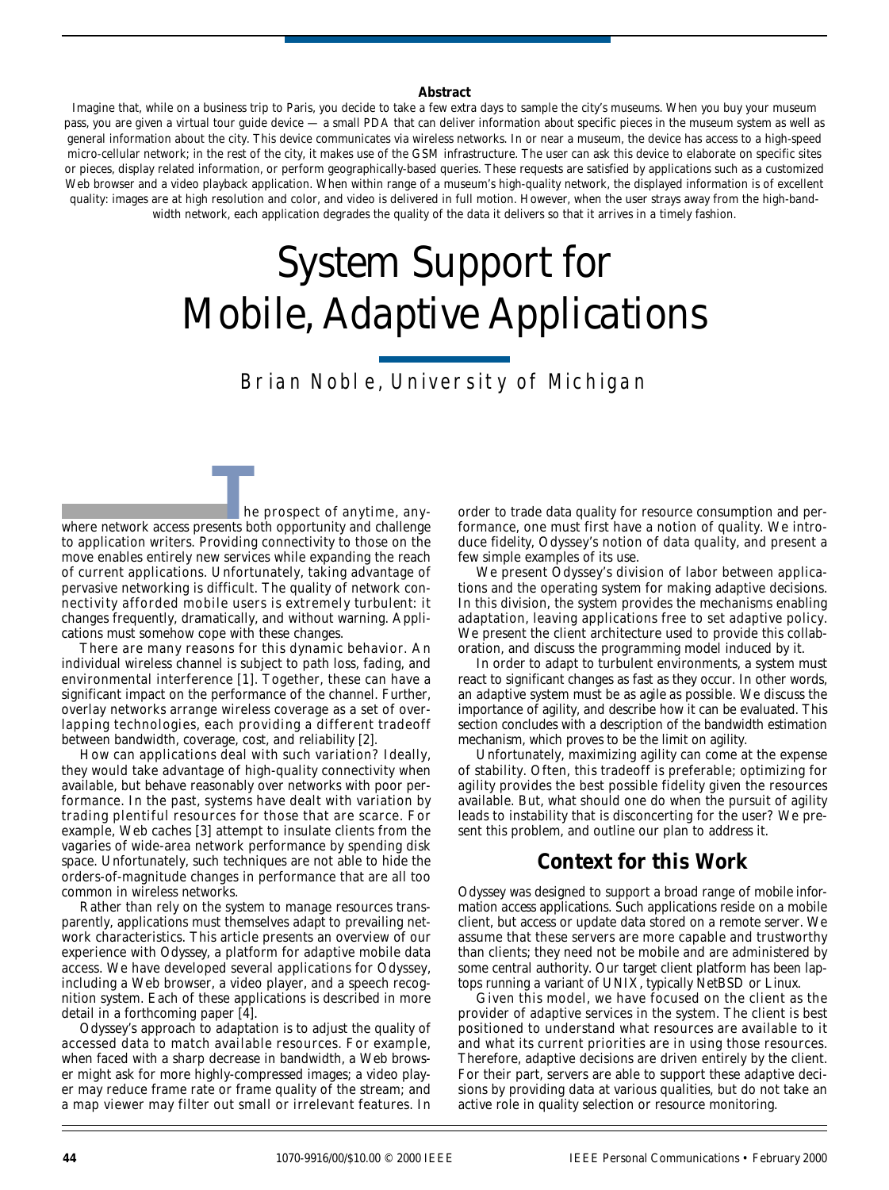**Abstract**

Imagine that, while on a business trip to Paris, you decide to take a few extra days to sample the city's museums. When you buy your museum pass, you are given a virtual tour guide device — a small PDA that can deliver information about specific pieces in the museum system as well as general information about the city. This device communicates via wireless networks. In or near a museum, the device has access to a high-speed micro-cellular network; in the rest of the city, it makes use of the GSM infrastructure. The user can ask this device to elaborate on specific sites or pieces, display related information, or perform geographically-based queries. These requests are satisfied by applications such as a customized Web browser and a video playback application. When within range of a museum's high-quality network, the displayed information is of excellent quality: images are at high resolution and color, and video is delivered in full motion. However, when the user strays away from the high-bandwidth network, each application degrades the quality of the data it delivers so that it arrives in a timely fashion.

# System Support for Mobile, Adaptive Applications

Brian Noble, University of Michigan

The prospect of anytime, anywhere network access presents both opportunity and challenge to application writers. Providing connectivity to those on the move enables entirely new services while expanding the reach of current applications. Unfortunately, taking advantage of pervasive networking is difficult. The quality of network connectivity afforded mobile users is extremely turbulent: it changes frequently, dramatically, and without warning. Applications must somehow cope with these changes.

There are many reasons for this dynamic behavior. An individual wireless channel is subject to path loss, fading, and environmental interference [1]. Together, these can have a significant impact on the performance of the channel. Further, overlay networks arrange wireless coverage as a set of overlapping technologies, each providing a different tradeoff between bandwidth, coverage, cost, and reliability [2].

How can applications deal with such variation? Ideally, they would take advantage of high-quality connectivity when available, but behave reasonably over networks with poor performance. In the past, systems have dealt with variation by trading plentiful resources for those that are scarce. For example, Web caches [3] attempt to insulate clients from the vagaries of wide-area network performance by spending disk space. Unfortunately, such techniques are not able to hide the orders-of-magnitude changes in performance that are all too common in wireless networks.

Rather than rely on the system to manage resources transparently, applications must themselves adapt to prevailing network characteristics. This article presents an overview of our experience with Odyssey, a platform for adaptive mobile data access. We have developed several applications for Odyssey, including a Web browser, a video player, and a speech recognition system. Each of these applications is described in more detail in a forthcoming paper [4].

Odyssey's approach to adaptation is to adjust the quality of accessed data to match available resources. For example, when faced with a sharp decrease in bandwidth, a Web browser might ask for more highly-compressed images; a video player may reduce frame rate or frame quality of the stream; and a map viewer may filter out small or irrelevant features. In order to trade data quality for resource consumption and performance, one must first have a notion of quality. We introduce fidelity, Odyssey's notion of data quality, and present a few simple examples of its use.

We present Odyssey's division of labor between applications and the operating system for making adaptive decisions. In this division, the system provides the mechanisms enabling adaptation, leaving applications free to set adaptive policy. We present the client architecture used to provide this collaboration, and discuss the programming model induced by it.

In order to adapt to turbulent environments, a system must react to significant changes as fast as they occur. In other words, an adaptive system must be as agile as possible. We discuss the importance of agility, and describe how it can be evaluated. This section concludes with a description of the bandwidth estimation mechanism, which proves to be the limit on agility.

Unfortunately, maximizing agility can come at the expense of stability. Often, this tradeoff is preferable; optimizing for agility provides the best possible fidelity given the resources available. But, what should one do when the pursuit of agility leads to instability that is disconcerting for the user? We present this problem, and outline our plan to address it.

## Context for this Work

Odyssey was designed to support a broad range of mobile information access applications. Such applications reside on a mobile client, but access or update data stored on a remote server. We assume that these servers are more capable and trustworthy than clients; they need not be mobile and are administered by some central authority. Our target client platform has been laptops running a variant of UNIX, typically NetBSD or Linux.

Given this model, we have focused on the client as the provider of adaptive services in the system. The client is best positioned to understand what resources are available to it and what its current priorities are in using those resources. Therefore, adaptive decisions are driven entirely by the client. For their part, servers are able to support these adaptive decisions by providing data at various qualities, but do not take an active role in quality selection or resource monitoring.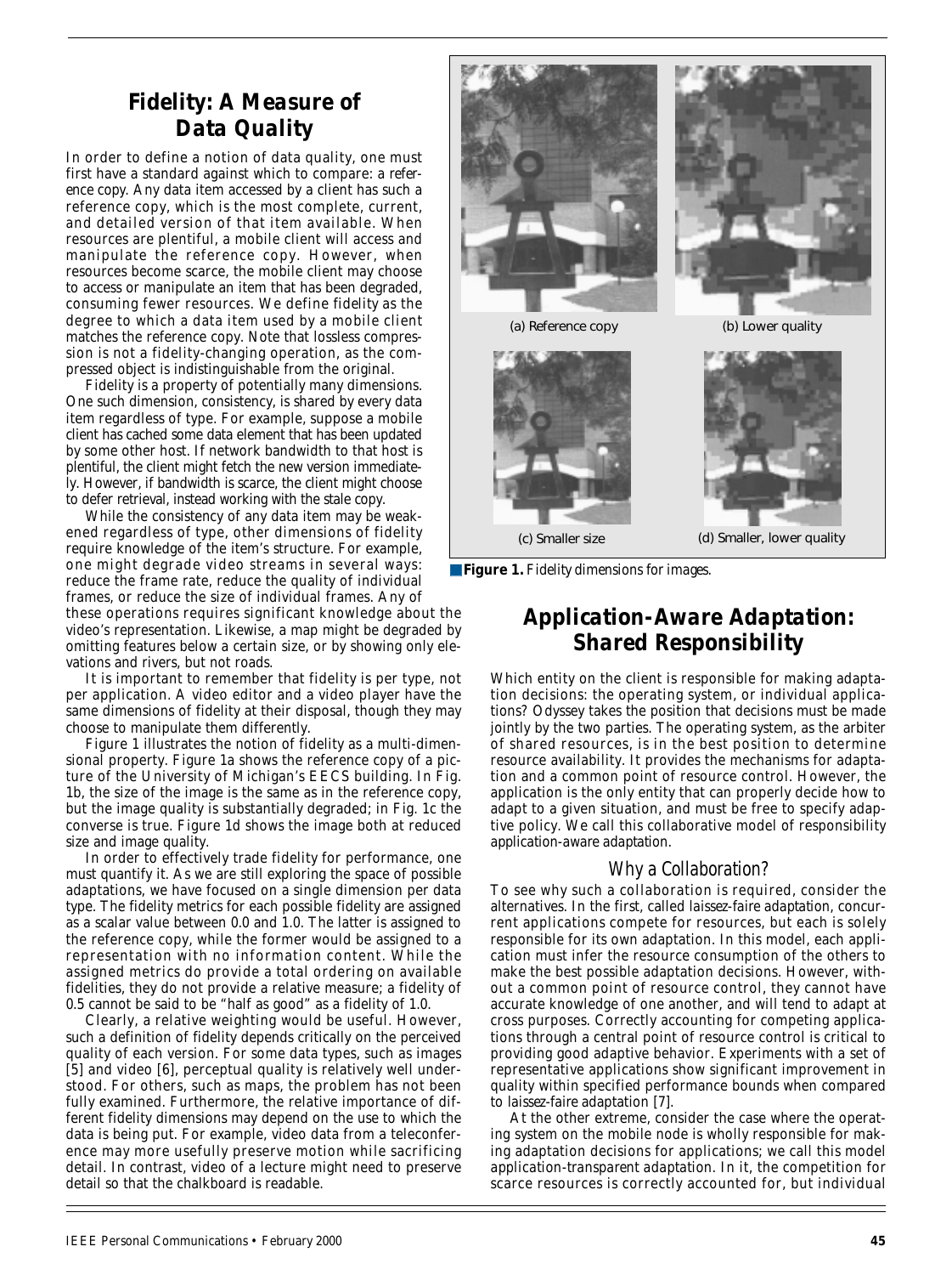## Fidelity: A Measure of Data Quality

In order to define a notion of data quality, one must first have a standard against which to compare: a reference copy. Any data item accessed by a client has such a reference copy, which is the most complete, current, and detailed version of that item available. When resources are plentiful, a mobile client will access and manipulate the reference copy. However, when resources become scarce, the mobile client may choose to access or manipulate an item that has been degraded, consuming fewer resources. We define fidelity as the degree to which a data item used by a mobile client matches the reference copy. Note that lossless compression is not a fidelity-changing operation, as the compressed object is indistinguishable from the original.

Fidelity is a property of potentially many dimensions. One such dimension, consistency, is shared by every data item regardless of type. For example, suppose a mobile client has cached some data element that has been updated by some other host. If network bandwidth to that host is plentiful, the client might fetch the new version immediately. However, if bandwidth is scarce, the client might choose to defer retrieval, instead working with the stale copy.

While the consistency of any data item may be weakened regardless of type, other dimensions of fidelity require knowledge of the item's structure. For example, one might degrade video streams in several ways: reduce the frame rate, reduce the quality of individual frames, or reduce the size of individual frames. Any of these operations requires significant knowledge about the video's representation. Likewise, a map might be degraded by omitting features below a certain size, or by showing only elevations and rivers, but not roads.

It is important to remember that fidelity is per type, not per application. A video editor and a video player have the same dimensions of fidelity at their disposal, though they may choose to manipulate them differently.

Figure 1 illustrates the notion of fidelity as a multi-dimensional property. Figure 1a shows the reference copy of a picture of the University of Michigan's EECS building. In Fig. 1b, the size of the image is the same as in the reference copy, but the image quality is substantially degraded; in Fig. 1c the converse is true. Figure 1d shows the image both at reduced size and image quality.

In order to effectively trade fidelity for performance, one must quantify it. As we are still exploring the space of possible adaptations, we have focused on a single dimension per data type. The fidelity metrics for each possible fidelity are assigned as a scalar value between 0.0 and 1.0. The latter is assigned to the reference copy, while the former would be assigned to a representation with no information content. While the assigned metrics do provide a total ordering on available fidelities, they do not provide a relative measure; a fidelity of 0.5 cannot be said to be "half as good" as a fidelity of 1.0.

Clearly, a relative weighting would be useful. However, such a definition of fidelity depends critically on the perceived quality of each version. For some data types, such as images [5] and video [6], perceptual quality is relatively well understood. For others, such as maps, the problem has not been fully examined. Furthermore, the relative importance of different fidelity dimensions may depend on the use to which the data is being put. For example, video data from a teleconference may more usefully preserve motion while sacrificing detail. In contrast, video of a lecture might need to preserve detail so that the chalkboard is readable.

(a) Reference copy (b) Lower quality

(c) Smaller size (d) Smaller, lower quality

**Figure 1.** *Fidelity dimensions for images.*

## Application-Aware Adaptation: Shared Responsibility

Which entity on the client is responsible for making adaptation decisions: the operating system, or individual applications? Odyssey takes the position that decisions must be made jointly by the two parties. The operating system, as the arbiter of shared resources, is in the best position to determine resource availability. It provides the mechanisms for adaptation and a common point of resource control. However, the application is the only entity that can properly decide how to adapt to a given situation, and must be free to specify adaptive policy. We call this collaborative model of responsibility *application-aware adaptation*.

### Why a Collaboration?

To see why such a collaboration is required, consider the alternatives. In the first, called *laissez-faire adaptation*, concurrent applications compete for resources, but each is solely responsible for its own adaptation. In this model, each application must infer the resource consumption of the others to make the best possible adaptation decisions. However, without a common point of resource control, they cannot have accurate knowledge of one another, and will tend to adapt at cross purposes. Correctly accounting for competing applications through a central point of resource control is critical to providing good adaptive behavior. Experiments with a set of representative applications show significant improvement in quality within specified performance bounds when compared to laissez-faire adaptation [7].

At the other extreme, consider the case where the operating system on the mobile node is wholly responsible for making adaptation decisions for applications; we call this model *application-transparent adaptation*. In it, the competition for scarce resources is correctly accounted for, but individual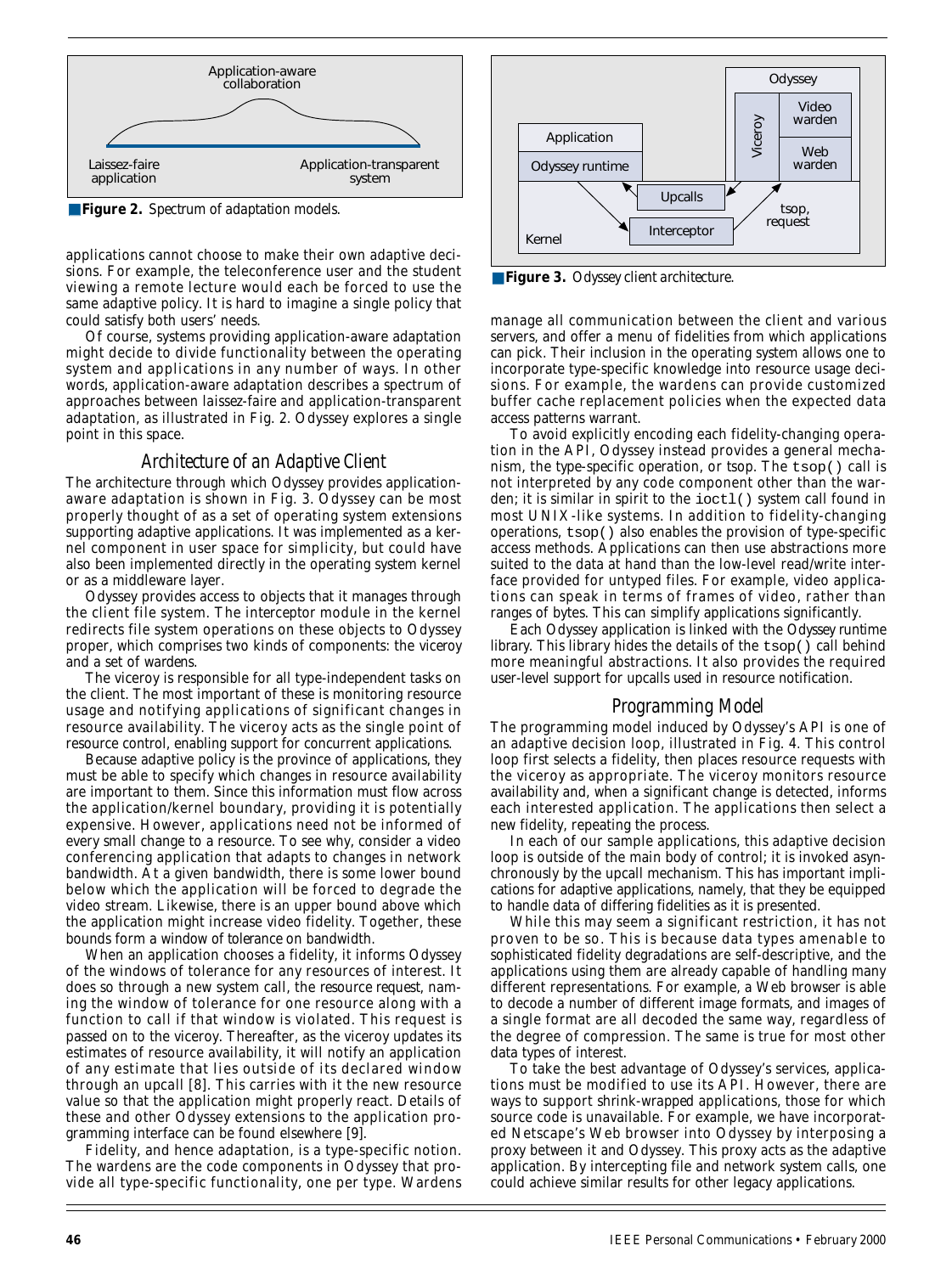**Figure 2.** *Spectrum of adaptation models.*

applications cannot choose to make their own adaptive decisions. For example, the teleconference user and the student viewing a remote lecture would each be forced to use the same adaptive policy. It is hard to imagine a single policy that could satisfy both users' needs.

Of course, systems providing application-aware adaptation might decide to divide functionality between the operating system and applications in any number of ways. In other words, application-aware adaptation describes a spectrum of approaches between laissez-faire and application-transparent adaptation, as illustrated in Fig. 2. Odyssey explores a single point in this space.

## Architecture of an Adaptive Client

The architecture through which Odyssey provides application-aware adaptation is shown in Fig. 3. Odyssey can be most properly thought of as a set of operating system extensions supporting adaptive applications. It was implemented as a kernel component in user space for simplicity, but could have also been implemented directly in the operating system kernel or as a middleware layer.

Odyssey provides access to objects that it manages through the client file system. The interceptor module in the kernel redirects file system operations on these objects to Odyssey proper, which comprises two kinds of components: the *viceroy* and a set of *wardens*.

The viceroy is responsible for all type-independent tasks on the client. The most important of these is monitoring resource usage and notifying applications of significant changes in resource availability. The viceroy acts as the single point of resource control, enabling support for concurrent applications.

Because adaptive policy is the province of applications, they must be able to specify which changes in resource availability are important to them. Since this information must flow across the application/kernel boundary, providing it is potentially expensive. However, applications need not be informed of every small change to a resource. To see why, consider a video conferencing application that adapts to changes in network bandwidth. At a given bandwidth, there is some lower bound below which the application will be forced to degrade the video stream. Likewise, there is an upper bound above which the application might increase video fidelity. Together, these bounds form a *window of tolerance* on bandwidth.

When an application chooses a fidelity, it informs Odyssey of the windows of tolerance for any resources of interest. It does so through a new system call, the *resource request*, naming the window of tolerance for one resource along with a function to call if that window is violated. This request is passed on to the viceroy. Thereafter, as the viceroy updates its estimates of resource availability, it will notify an application of any estimate that lies outside of its declared window through an upcall [8]. This carries with it the new resource value so that the application might properly react. Details of these and other Odyssey extensions to the application programming interface can be found elsewhere [9].

Fidelity, and hence adaptation, is a type-specific notion. The wardens are the code components in Odyssey that provide all type-specific functionality, one per type. Wardens manage all communication between the client and various servers, and offer a menu of fidelities from which applications can pick. Their inclusion in the operating system allows one to incorporate type-specific knowledge into resource usage decisions. For example, the wardens can provide customized buffer cache replacement policies when the expected data access patterns warrant.

**Figure 3.** *Odyssey client architecture.*

To avoid explicitly encoding each fidelity-changing operation in the API, Odyssey instead provides a general mechanism, the type-specific operation, or tsop. The `tsop()` call is not interpreted by any code component other than the warden; it is similar in spirit to the `ioctl()` system call found in most UNIX-like systems. In addition to fidelity-changing operations, `tsop()` also enables the provision of type-specific access methods. Applications can then use abstractions more suited to the data at hand than the low-level read/write interface provided for untyped files. For example, video applications can speak in terms of frames of video, rather than ranges of bytes. This can simplify applications significantly.

Each Odyssey application is linked with the *Odyssey runtime* library. This library hides the details of the `tsop()` call behind more meaningful abstractions. It also provides the required user-level support for upcalls used in resource notification.

## Programming Model

The programming model induced by Odyssey's API is one of an adaptive decision loop, illustrated in Fig. 4. This control loop first selects a fidelity, then places resource requests with the viceroy as appropriate. The viceroy monitors resource availability and, when a significant change is detected, informs each interested application. The applications then select a new fidelity, repeating the process.

In each of our sample applications, this adaptive decision loop is outside of the main body of control; it is invoked asynchronously by the upcall mechanism. This has important implications for adaptive applications, namely, that they be equipped to handle data of differing fidelities as it is presented.

While this may seem a significant restriction, it has not proven to be so. This is because data types amenable to sophisticated fidelity degradations are self-descriptive, and the applications using them are already capable of handling many different representations. For example, a Web browser is able to decode a number of different image formats, and images of a single format are all decoded the same way, regardless of the degree of compression. The same is true for most other data types of interest.

To take the best advantage of Odyssey's services, applications must be modified to use its API. However, there are ways to support shrink-wrapped applications, those for which source code is unavailable. For example, we have incorporated Netscape's Web browser into Odyssey by interposing a proxy between it and Odyssey. This proxy acts as the adaptive application. By intercepting file and network system calls, one could achieve similar results for other legacy applications.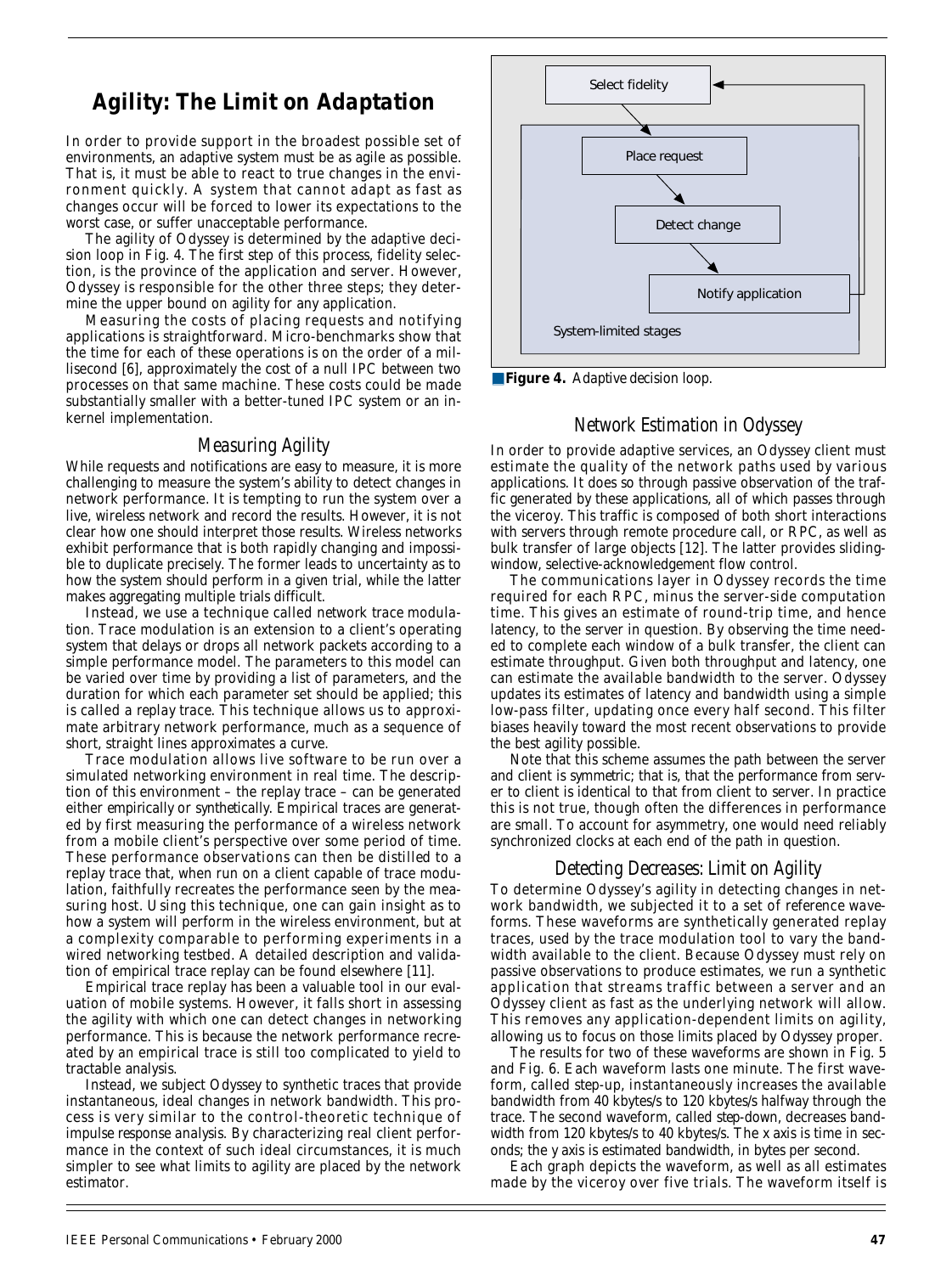## Agility: The Limit on Adaptation

In order to provide support in the broadest possible set of environments, an adaptive system must be as agile as possible. That is, it must be able to react to true changes in the environment quickly. A system that cannot adapt as fast as changes occur will be forced to lower its expectations to the worst case, or suffer unacceptable performance.

The agility of Odyssey is determined by the adaptive decision loop in Fig. 4. The first step of this process, fidelity selection, is the province of the application and server. However, Odyssey is responsible for the other three steps; they determine the upper bound on agility for any application.

Measuring the costs of placing requests and notifying applications is straightforward. Micro-benchmarks show that the time for each of these operations is on the order of a millisecond [6], approximately the cost of a null IPC between two processes on that same machine. These costs could be made substantially smaller with a better-tuned IPC system or an in-kernel implementation.

### Measuring Agility

While requests and notifications are easy to measure, it is more challenging to measure the system's ability to detect changes in network performance. It is tempting to run the system over a live, wireless network and record the results. However, it is not clear how one should interpret those results. Wireless networks exhibit performance that is both rapidly changing and impossible to duplicate precisely. The former leads to uncertainty as to how the system should perform in a given trial, while the latter makes aggregating multiple trials difficult.

Instead, we use a technique called *network trace modulation*. Trace modulation is an extension to a client's operating system that delays or drops all network packets according to a simple performance model. The parameters to this model can be varied over time by providing a list of parameters, and the duration for which each parameter set should be applied; this is called a *replay trace*. This technique allows us to approximate arbitrary network performance, much as a sequence of short, straight lines approximates a curve.

Trace modulation allows live software to be run over a simulated networking environment in real time. The description of this environment – the replay trace – can be generated either *empirically* or *synthetically*. Empirical traces are generated by first measuring the performance of a wireless network from a mobile client's perspective over some period of time. These performance observations can then be distilled to a replay trace that, when run on a client capable of trace modulation, faithfully recreates the performance seen by the measuring host. Using this technique, one can gain insight as to how a system will perform in the wireless environment, but at a complexity comparable to performing experiments in a wired networking testbed. A detailed description and validation of empirical trace replay can be found elsewhere [11].

Empirical trace replay has been a valuable tool in our evaluation of mobile systems. However, it falls short in assessing the agility with which one can detect changes in networking performance. This is because the network performance recreated by an empirical trace is still too complicated to yield to tractable analysis.

Instead, we subject Odyssey to synthetic traces that provide instantaneous, ideal changes in network bandwidth. This process is very similar to the control-theoretic technique of *impulse response analysis*. By characterizing real client performance in the context of such ideal circumstances, it is much simpler to see what limits to agility are placed by the network estimator.

Select fidelity → Place request → Detect change → Notify application (System-limited stages)

**Figure 4.** *Adaptive decision loop.*

### Network Estimation in Odyssey

In order to provide adaptive services, an Odyssey client must estimate the quality of the network paths used by various applications. It does so through passive observation of the traffic generated by these applications, all of which passes through the viceroy. This traffic is composed of both short interactions with servers through remote procedure call, or RPC, as well as bulk transfer of large objects [12]. The latter provides sliding-window, selective-acknowledgement flow control.

The communications layer in Odyssey records the time required for each RPC, minus the server-side computation time. This gives an estimate of round-trip time, and hence latency, to the server in question. By observing the time needed to complete each window of a bulk transfer, the client can estimate throughput. Given both throughput and latency, one can estimate the available bandwidth to the server. Odyssey updates its estimates of latency and bandwidth using a simple low-pass filter, updating once every half second. This filter biases heavily toward the most recent observations to provide the best agility possible.

Note that this scheme assumes the path between the server and client is *symmetric*; that is, that the performance from server to client is identical to that from client to server. In practice this is not true, though often the differences in performance are small. To account for asymmetry, one would need reliably synchronized clocks at each end of the path in question.

### Detecting Decreases: Limit on Agility

To determine Odyssey's agility in detecting changes in network bandwidth, we subjected it to a set of reference waveforms. These waveforms are synthetically generated replay traces, used by the trace modulation tool to vary the bandwidth available to the client. Because Odyssey must rely on passive observations to produce estimates, we run a synthetic application that streams traffic between a server and an Odyssey client as fast as the underlying network will allow. This removes any application-dependent limits on agility, allowing us to focus on those limits placed by Odyssey proper.

The results for two of these waveforms are shown in Fig. 5 and Fig. 6. Each waveform lasts one minute. The first waveform, called step-up, instantaneously increases the available bandwidth from 40 kbytes/s to 120 kbytes/s halfway through the trace. The second waveform, called *step-down*, decreases bandwidth from 120 kbytes/s to 40 kbytes/s. The x axis is time in seconds; the y axis is estimated bandwidth, in bytes per second.

Each graph depicts the waveform, as well as all estimates made by the viceroy over five trials. The waveform itself is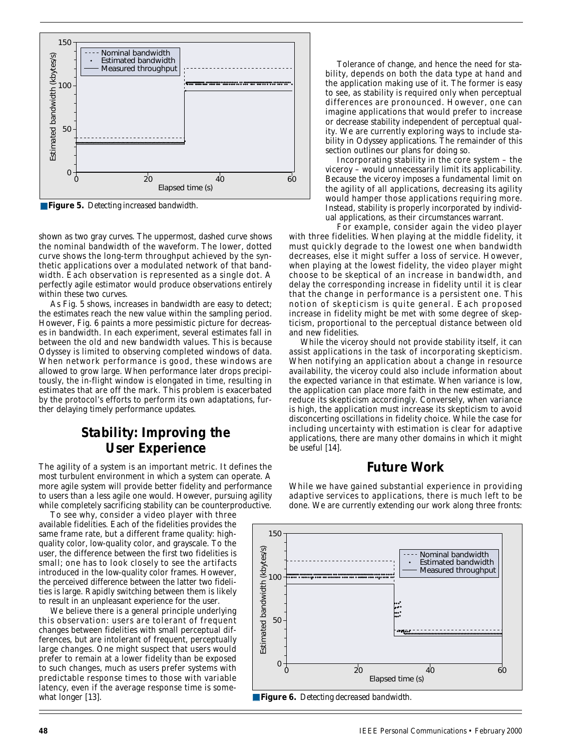Figure 5. Detecting increased bandwidth.

shown as two gray curves. The uppermost, dashed curve shows the nominal bandwidth of the waveform. The lower, dotted curve shows the long-term throughput achieved by the synthetic applications over a modulated network of that bandwidth. Each observation is represented as a single dot. A perfectly agile estimator would produce observations entirely within these two curves.

As Fig. 5 shows, increases in bandwidth are easy to detect; the estimates reach the new value within the sampling period. However, Fig. 6 paints a more pessimistic picture for decreases in bandwidth. In each experiment, several estimates fall in between the old and new bandwidth values. This is because Odyssey is limited to observing completed windows of data. When network performance is good, these windows are allowed to grow large. When performance later drops precipitously, the in-flight window is elongated in time, resulting in estimates that are off the mark. This problem is exacerbated by the protocol's efforts to perform its own adaptations, further delaying timely performance updates.

## Stability: Improving the User Experience

The agility of a system is an important metric. It defines the most turbulent environment in which a system can operate. A more agile system will provide better fidelity and performance to users than a less agile one would. However, pursuing agility while completely sacrificing stability can be counterproductive.

To see why, consider a video player with three available fidelities. Each of the fidelities provides the same frame rate, but a different frame quality: high-quality color, low-quality color, and grayscale. To the user, the difference between the first two fidelities is small; one has to look closely to see the artifacts introduced in the low-quality color frames. However, the perceived difference between the latter two fidelities is large. Rapidly switching between them is likely to result in an unpleasant experience for the user.

We believe there is a general principle underlying this observation: users are tolerant of frequent changes between fidelities with small perceptual differences, but are intolerant of frequent, perceptually large changes. One might suspect that users would prefer to remain at a lower fidelity than be exposed to such changes, much as users prefer systems with predictable response times to those with variable latency, even if the average response time is somewhat longer [13].

Tolerance of change, and hence the need for stability, depends on both the data type at hand and the application making use of it. The former is easy to see, as stability is required only when perceptual differences are pronounced. However, one can imagine applications that would prefer to increase or decrease stability independent of perceptual quality. We are currently exploring ways to include stability in Odyssey applications. The remainder of this section outlines our plans for doing so.

Incorporating stability in the core system – the viceroy – would unnecessarily limit its applicability. Because the viceroy imposes a fundamental limit on the agility of all applications, decreasing its agility would hamper those applications requiring more. Instead, stability is properly incorporated by individual applications, as their circumstances warrant.

For example, consider again the video player with three fidelities. When playing at the middle fidelity, it must quickly degrade to the lowest one when bandwidth decreases, else it might suffer a loss of service. However, when playing at the lowest fidelity, the video player might choose to be skeptical of an increase in bandwidth, and delay the corresponding increase in fidelity until it is clear that the change in performance is a persistent one. This notion of skepticism is quite general. Each proposed increase in fidelity might be met with some degree of skepticism, proportional to the perceptual distance between old and new fidelities.

While the viceroy should not provide stability itself, it can assist applications in the task of incorporating skepticism. When notifying an application about a change in resource availability, the viceroy could also include information about the expected variance in that estimate. When variance is low, the application can place more faith in the new estimate, and reduce its skepticism accordingly. Conversely, when variance is high, the application must increase its skepticism to avoid disconcerting oscillations in fidelity choice. While the case for including uncertainty with estimation is clear for adaptive applications, there are many other domains in which it might be useful [14].

## Future Work

While we have gained substantial experience in providing adaptive services to applications, there is much left to be done. We are currently extending our work along three fronts:

Figure 6. Detecting decreased bandwidth.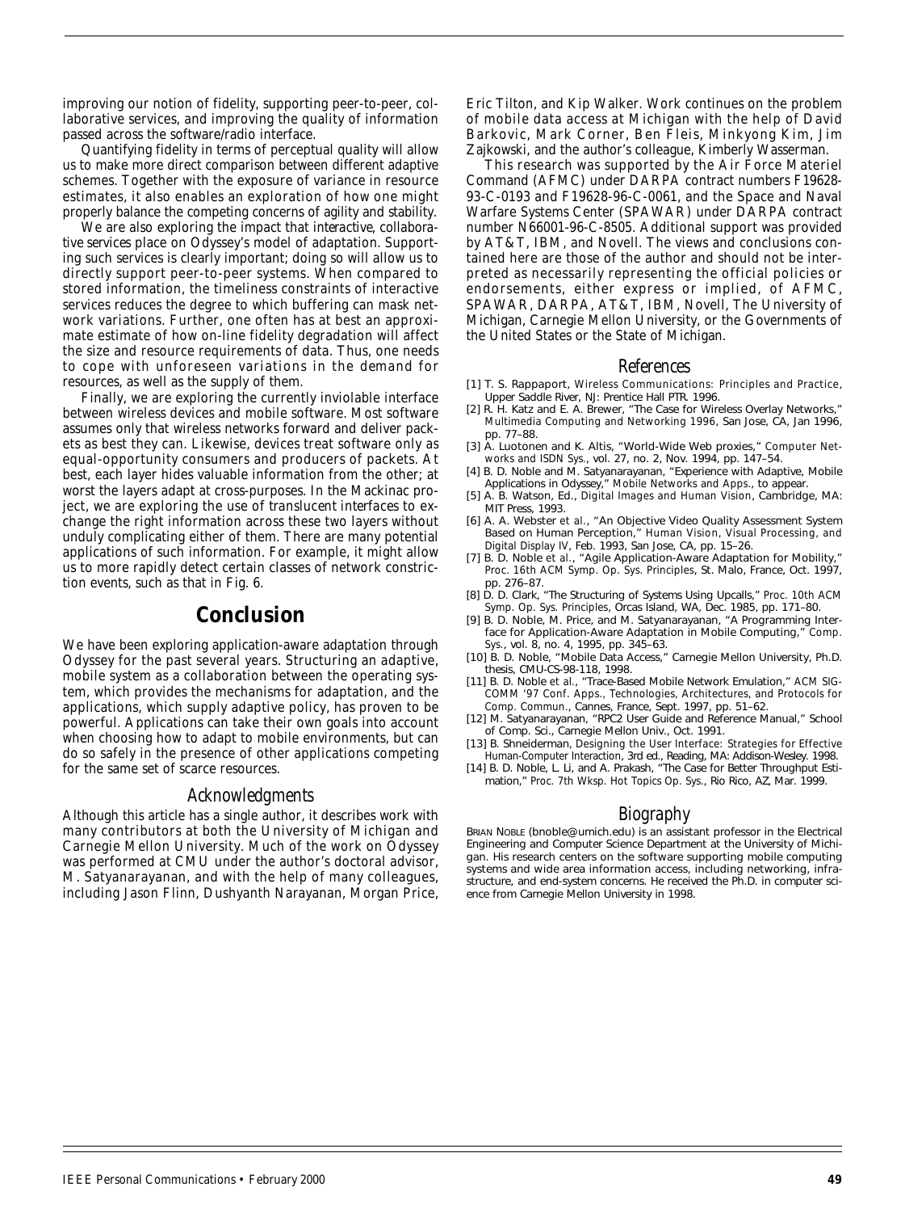improving our notion of fidelity, supporting peer-to-peer, collaborative services, and improving the quality of information passed across the software/radio interface.

Quantifying fidelity in terms of perceptual quality will allow us to make more direct comparison between different adaptive schemes. Together with the exposure of variance in resource estimates, it also enables an exploration of how one might properly balance the competing concerns of agility and stability.

We are also exploring the impact that *interactive, collaborative services* place on Odyssey's model of adaptation. Supporting such services is clearly important; doing so will allow us to directly support peer-to-peer systems. When compared to stored information, the timeliness constraints of interactive services reduces the degree to which buffering can mask network variations. Further, one often has at best an approximate estimate of how on-line fidelity degradation will affect the size and resource requirements of data. Thus, one needs to cope with unforeseen variations in the demand for resources, as well as the supply of them.

Finally, we are exploring the currently inviolable interface between wireless devices and mobile software. Most software assumes only that wireless networks forward and deliver packets as best they can. Likewise, devices treat software only as equal-opportunity consumers and producers of packets. At best, each layer hides valuable information from the other; at worst the layers adapt at cross-purposes. In the Mackinac project, we are exploring the use of *translucent interfaces* to exchange the right information across these two layers without unduly complicating either of them. There are many potential applications of such information. For example, it might allow us to more rapidly detect certain classes of network constriction events, such as that in Fig. 6.

## Conclusion

We have been exploring application-aware adaptation through Odyssey for the past several years. Structuring an adaptive, mobile system as a collaboration between the operating system, which provides the mechanisms for adaptation, and the applications, which supply adaptive policy, has proven to be powerful. Applications can take their own goals into account when choosing how to adapt to mobile environments, but can do so safely in the presence of other applications competing for the same set of scarce resources.

### Acknowledgments

Although this article has a single author, it describes work with many contributors at both the University of Michigan and Carnegie Mellon University. Much of the work on Odyssey was performed at CMU under the author's doctoral advisor, M. Satyanarayanan, and with the help of many colleagues, including Jason Flinn, Dushyanth Narayanan, Morgan Price, Eric Tilton, and Kip Walker. Work continues on the problem of mobile data access at Michigan with the help of David Barkovic, Mark Corner, Ben Fleis, Minkyong Kim, Jim Zajkowski, and the author's colleague, Kimberly Wasserman.

This research was supported by the Air Force Materiel Command (AFMC) under DARPA contract numbers F19628-93-C-0193 and F19628-96-C-0061, and the Space and Naval Warfare Systems Center (SPAWAR) under DARPA contract number N66001-96-C-8505. Additional support was provided by AT&T, IBM, and Novell. The views and conclusions contained here are those of the author and should not be interpreted as necessarily representing the official policies or endorsements, either express or implied, of AFMC, SPAWAR, DARPA, AT&T, IBM, Novell, The University of Michigan, Carnegie Mellon University, or the Governments of the United States or the State of Michigan.

### References

[1] T. S. Rappaport, *Wireless Communications: Principles and Practice*, Upper Saddle River, NJ: Prentice Hall PTR. 1996.

[2] R. H. Katz and E. A. Brewer, "The Case for Wireless Overlay Networks," *Multimedia Computing and Networking 1996*, San Jose, CA, Jan 1996, pp. 77–88.

[3] A. Luotonen and K. Altis, "World-Wide Web proxies," *Computer Networks and ISDN Sys.*, vol. 27, no. 2, Nov. 1994, pp. 147–54.

[4] B. D. Noble and M. Satyanarayanan, "Experience with Adaptive, Mobile Applications in Odyssey," *Mobile Networks and Apps.*, to appear.

[5] A. B. Watson, Ed., *Digital Images and Human Vision*, Cambridge, MA: MIT Press, 1993.

[6] A. A. Webster *et al.*, "An Objective Video Quality Assessment System Based on Human Perception," *Human Vision, Visual Processing, and Digital Display IV*, Feb. 1993, San Jose, CA, pp. 15–26.

[7] B. D. Noble *et al.*, "Agile Application-Aware Adaptation for Mobility," *Proc. 16th ACM Symp. Op. Sys. Principles*, St. Malo, France, Oct. 1997, pp. 276–87.

[8] D. D. Clark, "The Structuring of Systems Using Upcalls," *Proc. 10th ACM Symp. Op. Sys. Principles*, Orcas Island, WA, Dec. 1985, pp. 171–80.

[9] B. D. Noble, M. Price, and M. Satyanarayanan, "A Programming Interface for Application-Aware Adaptation in Mobile Computing," *Comp. Sys.*, vol. 8, no. 4, 1995, pp. 345–63.

[10] B. D. Noble, "Mobile Data Access," Carnegie Mellon University, Ph.D. thesis, CMU-CS-98-118, 1998.

[11] B. D. Noble *et al.*, "Trace-Based Mobile Network Emulation," *ACM SIGCOMM '97 Conf. Apps., Technologies, Architectures, and Protocols for Comp. Commun.*, Cannes, France, Sept. 1997, pp. 51–62.

[12] M. Satyanarayanan, "RPC2 User Guide and Reference Manual," School of Comp. Sci., Carnegie Mellon Univ., Oct. 1991.

[13] B. Shneiderman, *Designing the User Interface: Strategies for Effective Human-Computer Interaction*, 3rd ed., Reading, MA: Addison-Wesley. 1998.

[14] B. D. Noble, L. Li, and A. Prakash, "The Case for Better Throughput Estimation," *Proc. 7th Wksp. Hot Topics Op. Sys.*, Rio Rico, AZ, Mar. 1999.

### Biography

BRIAN NOBLE (bnoble@umich.edu) is an assistant professor in the Electrical Engineering and Computer Science Department at the University of Michigan. His research centers on the software supporting mobile computing systems and wide area information access, including networking, infrastructure, and end-system concerns. He received the Ph.D. in computer science from Carnegie Mellon University in 1998.